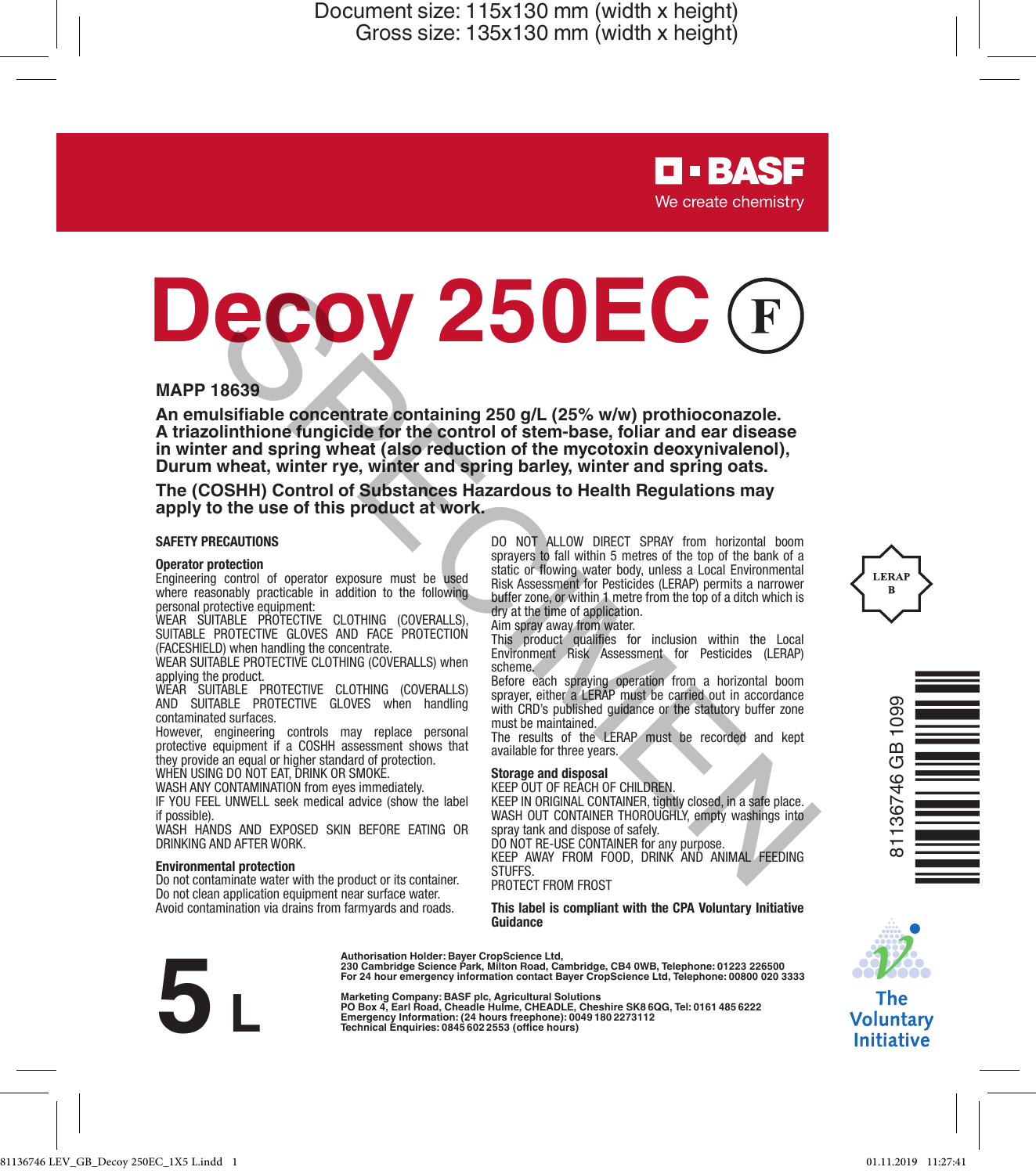Document size: 115x130 mm (width x height)
Gross size: 135x130 mm (width x height)

BASF
We create chemistry

# Decoy 250EC (F)

**MAPP 18639**

**An emulsifiable concentrate containing 250 g/L (25% w/w) prothioconazole. A triazolinthione fungicide for the control of stem-base, foliar and ear disease in winter and spring wheat (also reduction of the mycotoxin deoxynivalenol), Durum wheat, winter rye, winter and spring barley, winter and spring oats.**

**The (COSHH) Control of Substances Hazardous to Health Regulations may apply to the use of this product at work.**

## SAFETY PRECAUTIONS

### Operator protection

Engineering control of operator exposure must be used where reasonably practicable in addition to the following personal protective equipment:

WEAR SUITABLE PROTECTIVE CLOTHING (COVERALLS), SUITABLE PROTECTIVE GLOVES AND FACE PROTECTION (FACESHIELD) when handling the concentrate.

WEAR SUITABLE PROTECTIVE CLOTHING (COVERALLS) when applying the product.

WEAR SUITABLE PROTECTIVE CLOTHING (COVERALLS) AND SUITABLE PROTECTIVE GLOVES when handling contaminated surfaces.

However, engineering controls may replace personal protective equipment if a COSHH assessment shows that they provide an equal or higher standard of protection.

WHEN USING DO NOT EAT, DRINK OR SMOKE.

WASH ANY CONTAMINATION FROM eyes immediately.

IF YOU FEEL UNWELL seek medical advice (show the label if possible).

WASH HANDS AND EXPOSED SKIN BEFORE EATING OR DRINKING AND AFTER WORK.

### Environmental protection

Do not contaminate water with the product or its container.
Do not clean application equipment near surface water.
Avoid contamination via drains from farmyards and roads.

DO NOT ALLOW DIRECT SPRAY from horizontal boom sprayers to fall within 5 metres of the top of the bank of a static or flowing water body, unless a Local Environmental Risk Assessment for Pesticides (LERAP) permits a narrower buffer zone, or within 1 metre from the top of a ditch which is dry at the time of application.

Aim spray away from water.

This product qualifies for inclusion within the Local Environment Risk Assessment for Pesticides (LERAP) scheme.

Before each spraying operation from a horizontal boom sprayer, either a LERAP must be carried out in accordance with CRD's published guidance or the statutory buffer zone must be maintained.

The results of the LERAP must be recorded and kept available for three years.

### Storage and disposal

KEEP OUT OF REACH OF CHILDREN.
KEEP IN ORIGINAL CONTAINER, tightly closed, in a safe place.
WASH OUT CONTAINER THOROUGHLY, empty washings into spray tank and dispose of safely.
DO NOT RE-USE CONTAINER for any purpose.
KEEP AWAY FROM FOOD, DRINK AND ANIMAL FEEDING STUFFS.
PROTECT FROM FROST

**This label is compliant with the CPA Voluntary Initiative Guidance**

LERAP B

81136746 GB 1099

# 5 L

**Authorisation Holder: Bayer CropScience Ltd,
230 Cambridge Science Park, Milton Road, Cambridge, CB4 0WB, Telephone: 01223 226500
For 24 hour emergency information contact Bayer CropScience Ltd, Telephone: 00800 020 3333**

**Marketing Company: BASF plc, Agricultural Solutions
PO Box 4, Earl Road, Cheadle Hulme, CHEADLE, Cheshire SK8 6QG, Tel: 0161 485 6222
Emergency Information: (24 hours freephone): 0049 180 2273112
Technical Enquiries: 0845 602 2553 (office hours)**

The Voluntary Initiative

81136746 LEV_GB_Decoy 250EC_1X5 L.indd 1 01.11.2019 11:27:41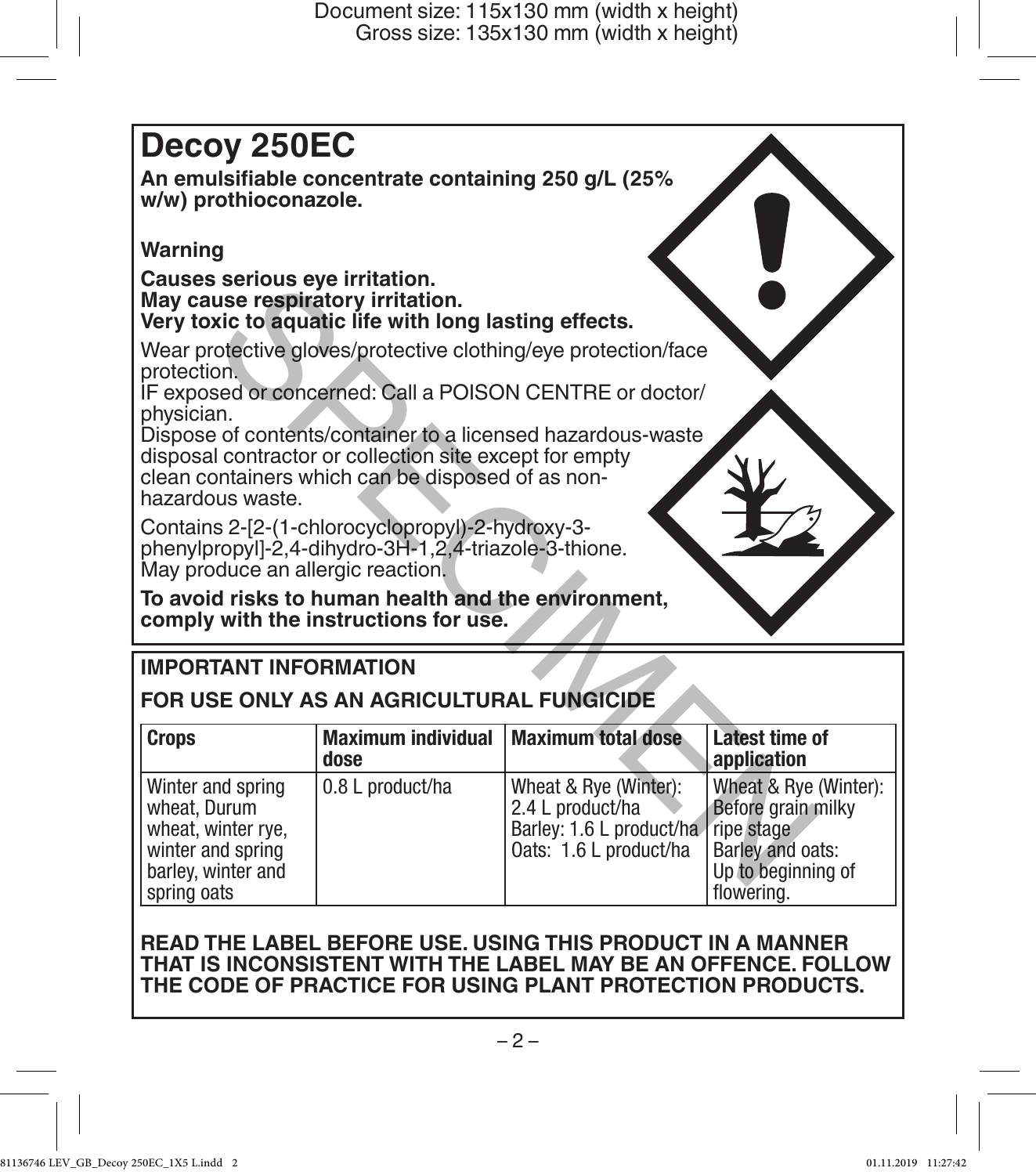# Decoy 250EC

**An emulsifiable concentrate containing 250 g/L (25% w/w) prothioconazole.**

**Warning**

**Causes serious eye irritation.**
**May cause respiratory irritation.**
**Very toxic to aquatic life with long lasting effects.**

Wear protective gloves/protective clothing/eye protection/face protection.
IF exposed or concerned: Call a POISON CENTRE or doctor/physician.
Dispose of contents/container to a licensed hazardous-waste disposal contractor or collection site except for empty clean containers which can be disposed of as non-hazardous waste.

Contains 2-[2-(1-chlorocyclopropyl)-2-hydroxy-3-phenylpropyl]-2,4-dihydro-3H-1,2,4-triazole-3-thione.
May produce an allergic reaction.

**To avoid risks to human health and the environment, comply with the instructions for use.**

## IMPORTANT INFORMATION

## FOR USE ONLY AS AN AGRICULTURAL FUNGICIDE

| Crops | Maximum individual dose | Maximum total dose | Latest time of application |
|---|---|---|---|
| Winter and spring wheat, Durum wheat, winter rye, winter and spring barley, winter and spring oats | 0.8 L product/ha | Wheat & Rye (Winter): 2.4 L product/ha<br>Barley: 1.6 L product/ha<br>Oats: 1.6 L product/ha | Wheat & Rye (Winter): Before grain milky ripe stage<br>Barley and oats: Up to beginning of flowering. |

**READ THE LABEL BEFORE USE. USING THIS PRODUCT IN A MANNER THAT IS INCONSISTENT WITH THE LABEL MAY BE AN OFFENCE. FOLLOW THE CODE OF PRACTICE FOR USING PLANT PROTECTION PRODUCTS.**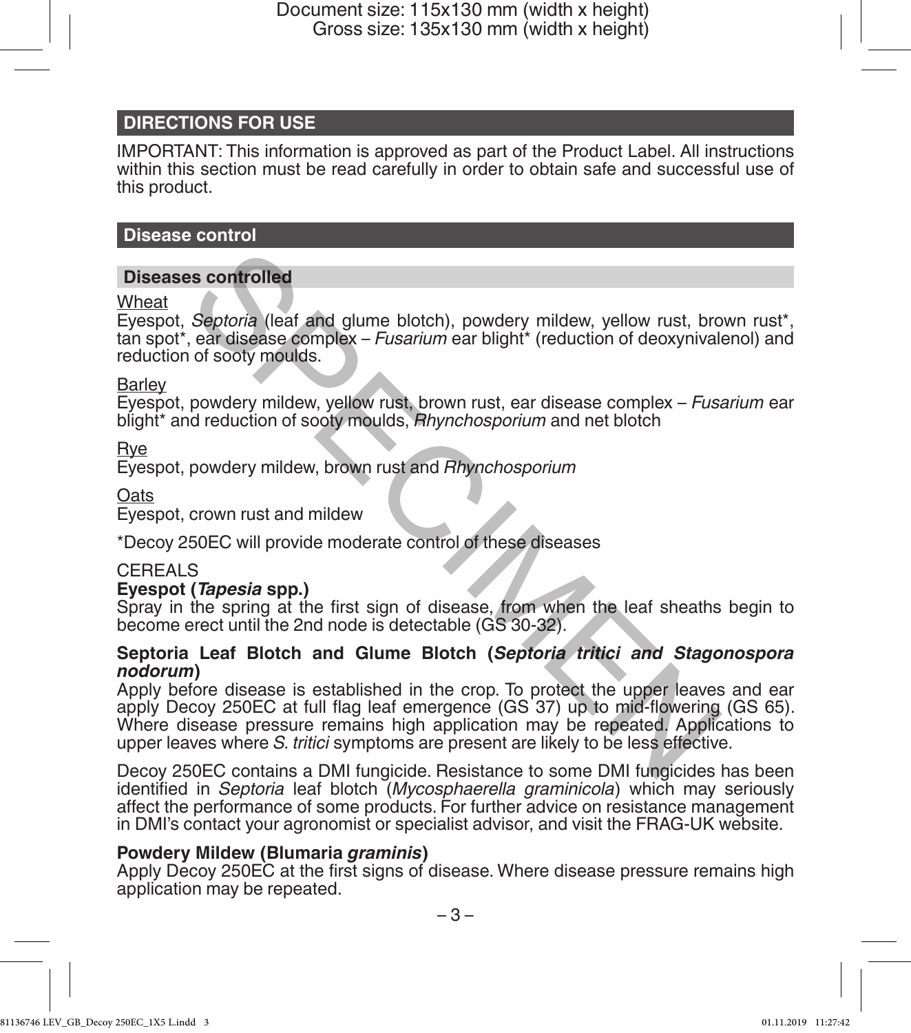## DIRECTIONS FOR USE

IMPORTANT: This information is approved as part of the Product Label. All instructions within this section must be read carefully in order to obtain safe and successful use of this product.

## Disease control

### Diseases controlled

Wheat

Eyespot, *Septoria* (leaf and glume blotch), powdery mildew, yellow rust, brown rust*, tan spot*, ear disease complex – *Fusarium* ear blight* (reduction of deoxynivalenol) and reduction of sooty moulds.

Barley

Eyespot, powdery mildew, yellow rust, brown rust, ear disease complex – *Fusarium* ear blight* and reduction of sooty moulds, *Rhynchosporium* and net blotch

Rye

Eyespot, powdery mildew, brown rust and *Rhynchosporium*

Oats

Eyespot, crown rust and mildew

*Decoy 250EC will provide moderate control of these diseases

CEREALS

**Eyespot (*Tapesia* spp.)**

Spray in the spring at the first sign of disease, from when the leaf sheaths begin to become erect until the 2nd node is detectable (GS 30-32).

**Septoria Leaf Blotch and Glume Blotch (*Septoria tritici and Stagonospora nodorum*)**

Apply before disease is established in the crop. To protect the upper leaves and ear apply Decoy 250EC at full flag leaf emergence (GS 37) up to mid-flowering (GS 65). Where disease pressure remains high application may be repeated. Applications to upper leaves where *S. tritici* symptoms are present are likely to be less effective.

Decoy 250EC contains a DMI fungicide. Resistance to some DMI fungicides has been identified in *Septoria* leaf blotch (*Mycosphaerella graminicola*) which may seriously affect the performance of some products. For further advice on resistance management in DMI's contact your agronomist or specialist advisor, and visit the FRAG-UK website.

**Powdery Mildew (Blumaria *graminis*)**

Apply Decoy 250EC at the first signs of disease. Where disease pressure remains high application may be repeated.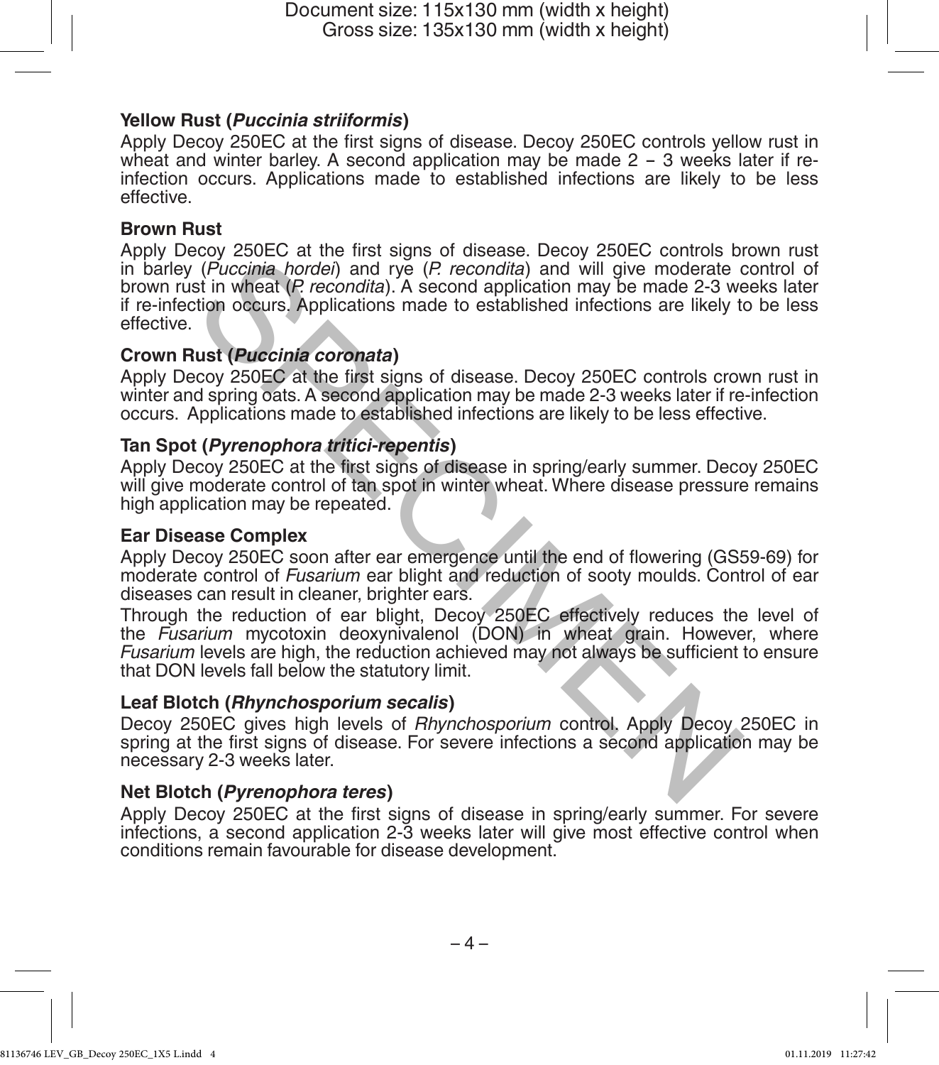### Yellow Rust (*Puccinia striiformis*)

Apply Decoy 250EC at the first signs of disease. Decoy 250EC controls yellow rust in wheat and winter barley. A second application may be made 2 – 3 weeks later if re-infection occurs. Applications made to established infections are likely to be less effective.

### Brown Rust

Apply Decoy 250EC at the first signs of disease. Decoy 250EC controls brown rust in barley (*Puccinia hordei*) and rye (*P. recondita*) and will give moderate control of brown rust in wheat (*P. recondita*). A second application may be made 2-3 weeks later if re-infection occurs. Applications made to established infections are likely to be less effective.

### Crown Rust (*Puccinia coronata*)

Apply Decoy 250EC at the first signs of disease. Decoy 250EC controls crown rust in winter and spring oats. A second application may be made 2-3 weeks later if re-infection occurs. Applications made to established infections are likely to be less effective.

### Tan Spot (*Pyrenophora tritici-repentis*)

Apply Decoy 250EC at the first signs of disease in spring/early summer. Decoy 250EC will give moderate control of tan spot in winter wheat. Where disease pressure remains high application may be repeated.

### Ear Disease Complex

Apply Decoy 250EC soon after ear emergence until the end of flowering (GS59-69) for moderate control of *Fusarium* ear blight and reduction of sooty moulds. Control of ear diseases can result in cleaner, brighter ears.

Through the reduction of ear blight, Decoy 250EC effectively reduces the level of the *Fusarium* mycotoxin deoxynivalenol (DON) in wheat grain. However, where *Fusarium* levels are high, the reduction achieved may not always be sufficient to ensure that DON levels fall below the statutory limit.

### Leaf Blotch (*Rhynchosporium secalis*)

Decoy 250EC gives high levels of *Rhynchosporium* control. Apply Decoy 250EC in spring at the first signs of disease. For severe infections a second application may be necessary 2-3 weeks later.

### Net Blotch (*Pyrenophora teres*)

Apply Decoy 250EC at the first signs of disease in spring/early summer. For severe infections, a second application 2-3 weeks later will give most effective control when conditions remain favourable for disease development.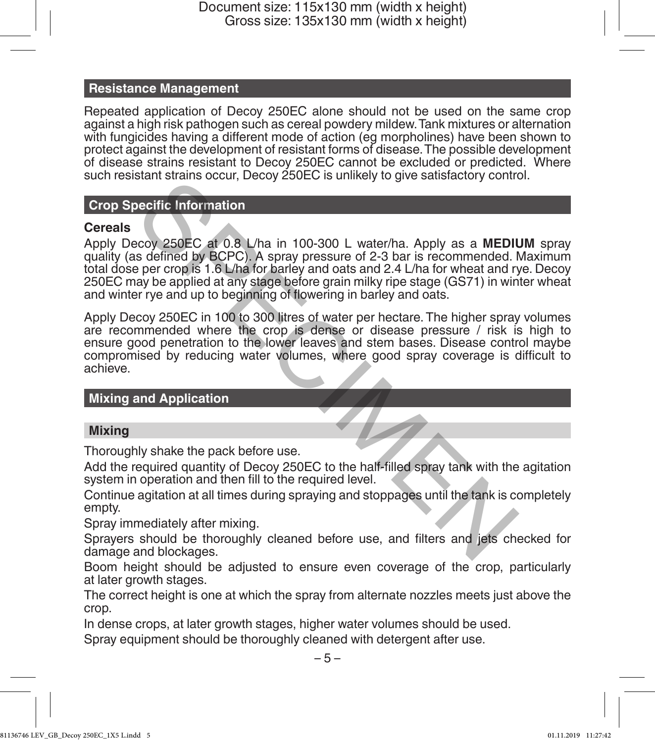## Resistance Management

Repeated application of Decoy 250EC alone should not be used on the same crop against a high risk pathogen such as cereal powdery mildew. Tank mixtures or alternation with fungicides having a different mode of action (eg morpholines) have been shown to protect against the development of resistant forms of disease. The possible development of disease strains resistant to Decoy 250EC cannot be excluded or predicted. Where such resistant strains occur, Decoy 250EC is unlikely to give satisfactory control.

## Crop Specific Information

**Cereals**

Apply Decoy 250EC at 0.8 L/ha in 100-300 L water/ha. Apply as a **MEDIUM** spray quality (as defined by BCPC). A spray pressure of 2-3 bar is recommended. Maximum total dose per crop is 1.6 L/ha for barley and oats and 2.4 L/ha for wheat and rye. Decoy 250EC may be applied at any stage before grain milky ripe stage (GS71) in winter wheat and winter rye and up to beginning of flowering in barley and oats.

Apply Decoy 250EC in 100 to 300 litres of water per hectare. The higher spray volumes are recommended where the crop is dense or disease pressure / risk is high to ensure good penetration to the lower leaves and stem bases. Disease control maybe compromised by reducing water volumes, where good spray coverage is difficult to achieve.

## Mixing and Application

### Mixing

Thoroughly shake the pack before use.

Add the required quantity of Decoy 250EC to the half-filled spray tank with the agitation system in operation and then fill to the required level.

Continue agitation at all times during spraying and stoppages until the tank is completely empty.

Spray immediately after mixing.

Sprayers should be thoroughly cleaned before use, and filters and jets checked for damage and blockages.

Boom height should be adjusted to ensure even coverage of the crop, particularly at later growth stages.

The correct height is one at which the spray from alternate nozzles meets just above the crop.

In dense crops, at later growth stages, higher water volumes should be used.

Spray equipment should be thoroughly cleaned with detergent after use.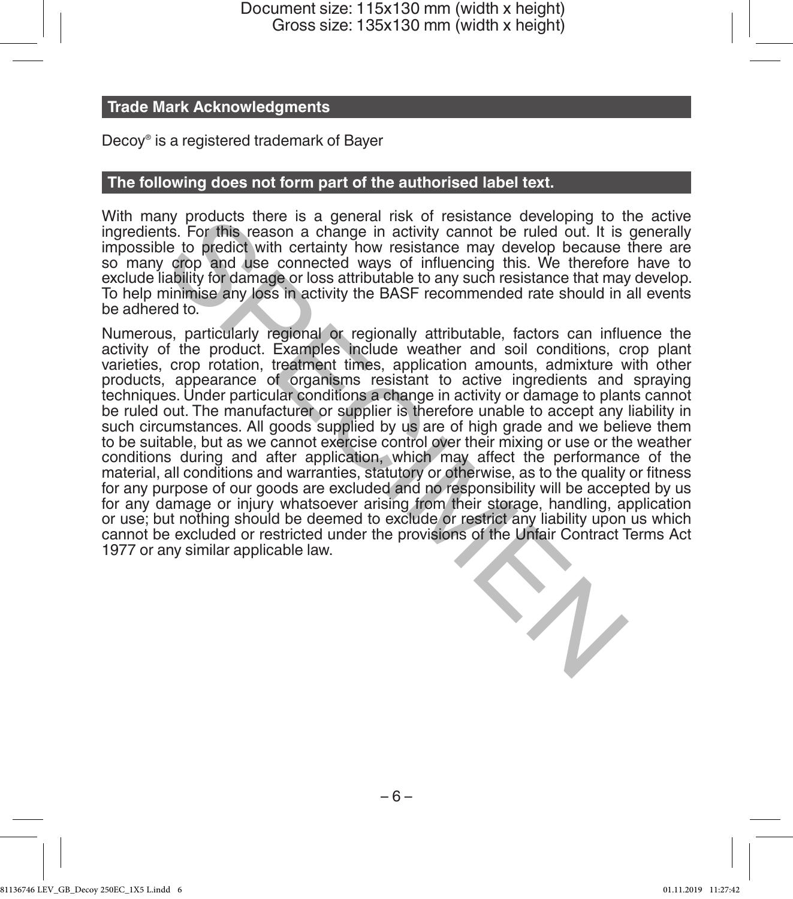## Trade Mark Acknowledgments

Decoy® is a registered trademark of Bayer

## The following does not form part of the authorised label text.

With many products there is a general risk of resistance developing to the active ingredients. For this reason a change in activity cannot be ruled out. It is generally impossible to predict with certainty how resistance may develop because there are so many crop and use connected ways of influencing this. We therefore have to exclude liability for damage or loss attributable to any such resistance that may develop. To help minimise any loss in activity the BASF recommended rate should in all events be adhered to.

Numerous, particularly regional or regionally attributable, factors can influence the activity of the product. Examples include weather and soil conditions, crop plant varieties, crop rotation, treatment times, application amounts, admixture with other products, appearance of organisms resistant to active ingredients and spraying techniques. Under particular conditions a change in activity or damage to plants cannot be ruled out. The manufacturer or supplier is therefore unable to accept any liability in such circumstances. All goods supplied by us are of high grade and we believe them to be suitable, but as we cannot exercise control over their mixing or use or the weather conditions during and after application, which may affect the performance of the material, all conditions and warranties, statutory or otherwise, as to the quality or fitness for any purpose of our goods are excluded and no responsibility will be accepted by us for any damage or injury whatsoever arising from their storage, handling, application or use; but nothing should be deemed to exclude or restrict any liability upon us which cannot be excluded or restricted under the provisions of the Unfair Contract Terms Act 1977 or any similar applicable law.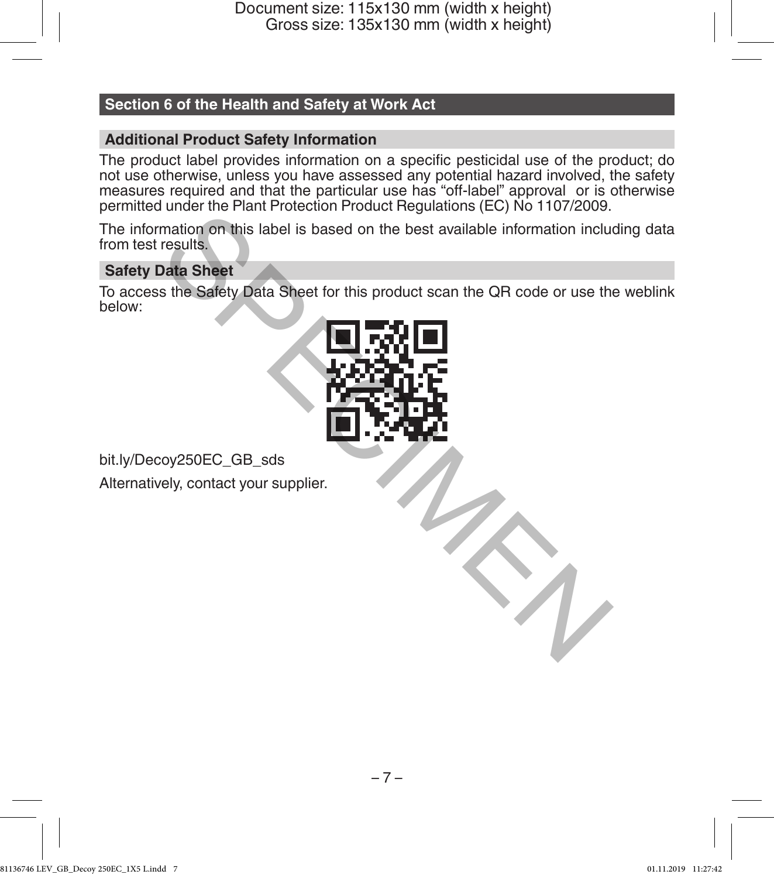## Section 6 of the Health and Safety at Work Act

### Additional Product Safety Information

The product label provides information on a specific pesticidal use of the product; do not use otherwise, unless you have assessed any potential hazard involved, the safety measures required and that the particular use has "off-label" approval or is otherwise permitted under the Plant Protection Product Regulations (EC) No 1107/2009.

The information on this label is based on the best available information including data from test results.

### Safety Data Sheet

To access the Safety Data Sheet for this product scan the QR code or use the weblink below:

bit.ly/Decoy250EC_GB_sds

Alternatively, contact your supplier.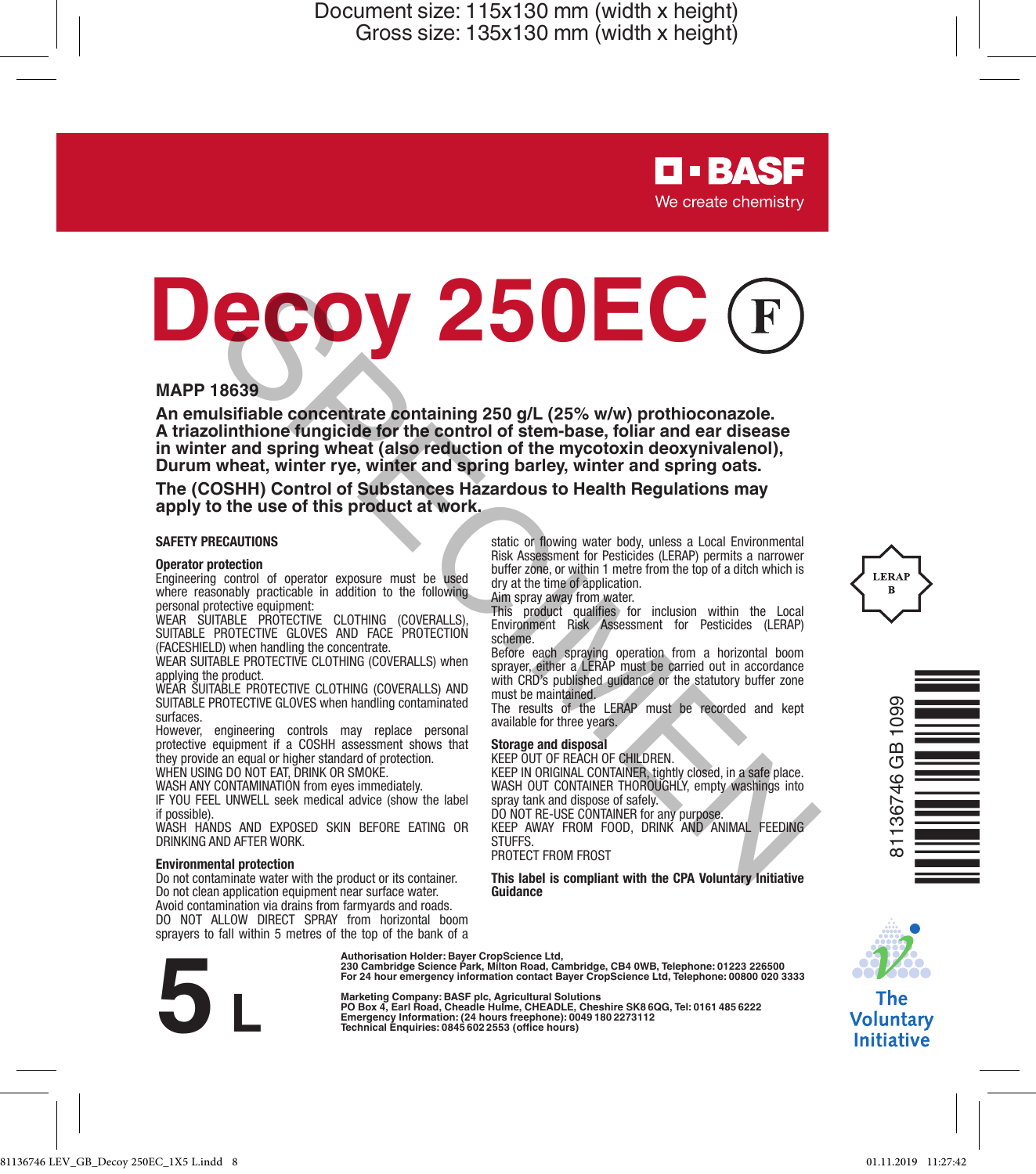Document size: 115x130 mm (width x height)
Gross size: 135x130 mm (width x height)

BASF
We create chemistry

# Decoy 250EC (F)

**MAPP 18639**

**An emulsifiable concentrate containing 250 g/L (25% w/w) prothioconazole.**
**A triazolinthione fungicide for the control of stem-base, foliar and ear disease in winter and spring wheat (also reduction of the mycotoxin deoxynivalenol), Durum wheat, winter rye, winter and spring barley, winter and spring oats.**

**The (COSHH) Control of Substances Hazardous to Health Regulations may apply to the use of this product at work.**

SPECIMEN

## SAFETY PRECAUTIONS

### Operator protection

Engineering control of operator exposure must be used where reasonably practicable in addition to the following personal protective equipment:
WEAR SUITABLE PROTECTIVE CLOTHING (COVERALLS), SUITABLE PROTECTIVE GLOVES AND FACE PROTECTION (FACESHIELD) when handling the concentrate.
WEAR SUITABLE PROTECTIVE CLOTHING (COVERALLS) when applying the product.
WEAR SUITABLE PROTECTIVE CLOTHING (COVERALLS) AND SUITABLE PROTECTIVE GLOVES when handling contaminated surfaces.
However, engineering controls may replace personal protective equipment if a COSHH assessment shows that they provide an equal or higher standard of protection.
WHEN USING DO NOT EAT, DRINK OR SMOKE.
WASH ANY CONTAMINATION from eyes immediately.
IF YOU FEEL UNWELL seek medical advice (show the label if possible).
WASH HANDS AND EXPOSED SKIN BEFORE EATING OR DRINKING AND AFTER WORK.

### Environmental protection

Do not contaminate water with the product or its container.
Do not clean application equipment near surface water.
Avoid contamination via drains from farmyards and roads.
DO NOT ALLOW DIRECT SPRAY from horizontal boom sprayers to fall within 5 metres of the top of the bank of a static or flowing water body, unless a Local Environmental Risk Assessment for Pesticides (LERAP) permits a narrower buffer zone, or within 1 metre from the top of a ditch which is dry at the time of application.
Aim spray away from water.
This product qualifies for inclusion within the Local Environment Risk Assessment for Pesticides (LERAP) scheme.
Before each spraying operation from a horizontal boom sprayer, either a LERAP must be carried out in accordance with CRD's published guidance or the statutory buffer zone must be maintained.
The results of the LERAP must be recorded and kept available for three years.

### Storage and disposal

KEEP OUT OF REACH OF CHILDREN.
KEEP IN ORIGINAL CONTAINER, tightly closed, in a safe place.
WASH OUT CONTAINER THOROUGHLY, empty washings into spray tank and dispose of safely.
DO NOT RE-USE CONTAINER for any purpose.
KEEP AWAY FROM FOOD, DRINK AND ANIMAL FEEDING STUFFS.
PROTECT FROM FROST

**This label is compliant with the CPA Voluntary Initiative Guidance**

LERAP B

81136746 GB 1099

**5 L**

**Authorisation Holder: Bayer CropScience Ltd,**
**230 Cambridge Science Park, Milton Road, Cambridge, CB4 0WB, Telephone: 01223 226500**
**For 24 hour emergency information contact Bayer CropScience Ltd, Telephone: 00800 020 3333**

**Marketing Company: BASF plc, Agricultural Solutions**
**PO Box 4, Earl Road, Cheadle Hulme, CHEADLE, Cheshire SK8 6QG, Tel: 0161 485 6222**
**Emergency Information: (24 hours freephone): 0049 180 2273112**
**Technical Enquiries: 0845 602 2553 (office hours)**

The Voluntary Initiative

81136746 LEV_GB_Decoy 250EC_1X5 L.indd 8 01.11.2019 11:27:42